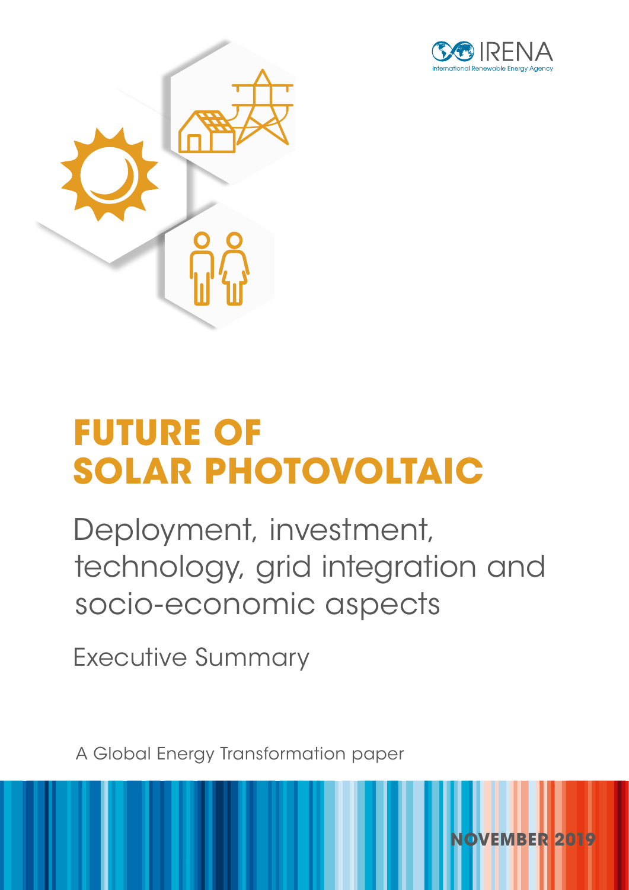IRENA

International Renewable Energy Agency

# FUTURE OF SOLAR PHOTOVOLTAIC

## Deployment, investment, technology, grid integration and socio-economic aspects

Executive Summary

A Global Energy Transformation paper

NOVEMBER 2019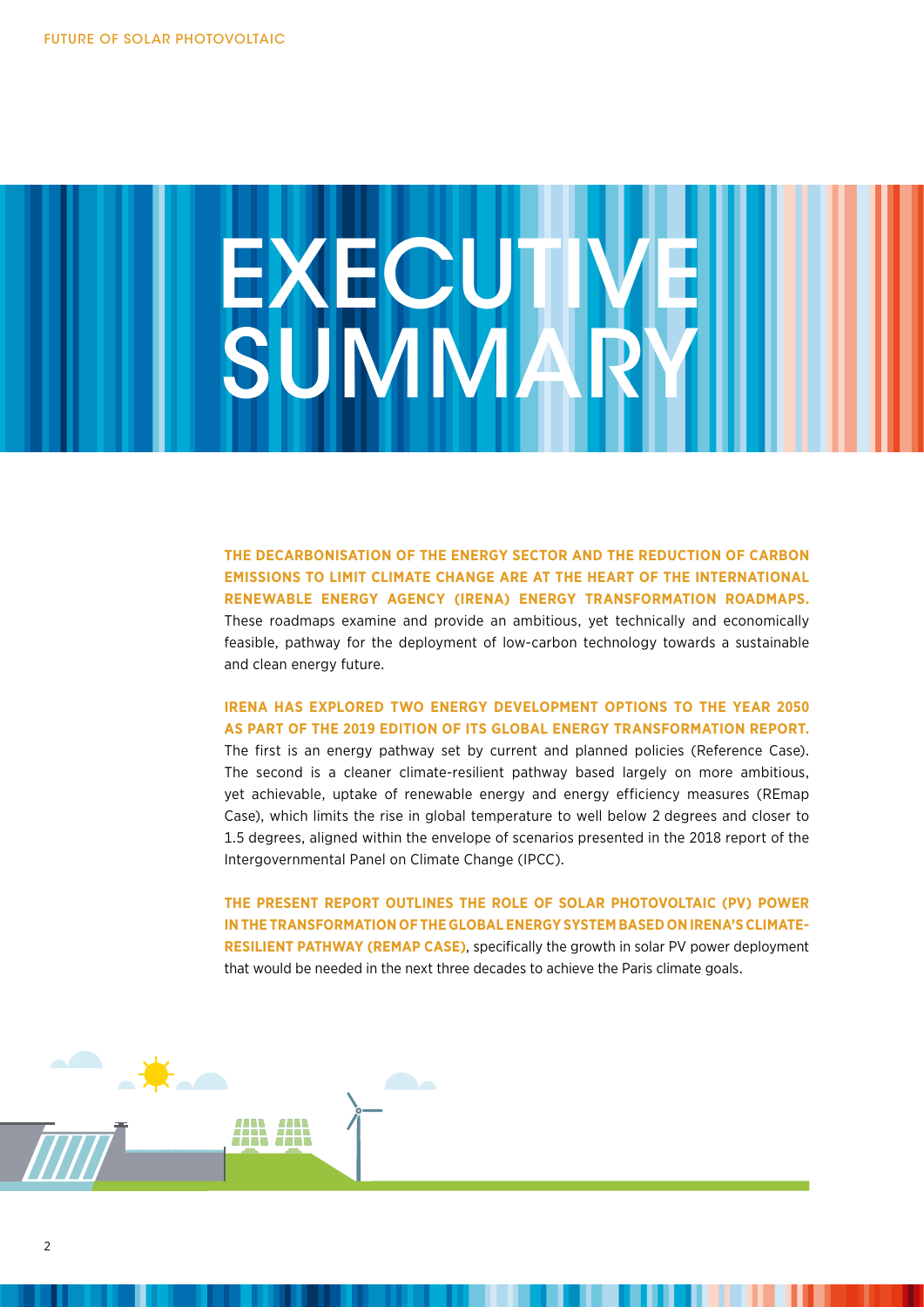# EXECUTIVE SUMMARY

**THE DECARBONISATION OF THE ENERGY SECTOR AND THE REDUCTION OF CARBON EMISSIONS TO LIMIT CLIMATE CHANGE ARE AT THE HEART OF THE INTERNATIONAL RENEWABLE ENERGY AGENCY (IRENA) ENERGY TRANSFORMATION ROADMAPS.** These roadmaps examine and provide an ambitious, yet technically and economically feasible, pathway for the deployment of low-carbon technology towards a sustainable and clean energy future.

**IRENA HAS EXPLORED TWO ENERGY DEVELOPMENT OPTIONS TO THE YEAR 2050 AS PART OF THE 2019 EDITION OF ITS GLOBAL ENERGY TRANSFORMATION REPORT.** The first is an energy pathway set by current and planned policies (Reference Case). The second is a cleaner climate-resilient pathway based largely on more ambitious, yet achievable, uptake of renewable energy and energy efficiency measures (REmap Case), which limits the rise in global temperature to well below 2 degrees and closer to 1.5 degrees, aligned within the envelope of scenarios presented in the 2018 report of the Intergovernmental Panel on Climate Change (IPCC).

**THE PRESENT REPORT OUTLINES THE ROLE OF SOLAR PHOTOVOLTAIC (PV) POWER IN THE TRANSFORMATION OF THE GLOBAL ENERGY SYSTEM BASED ON IRENA'S CLIMATE-RESILIENT PATHWAY (REMAP CASE)**, specifically the growth in solar PV power deployment that would be needed in the next three decades to achieve the Paris climate goals.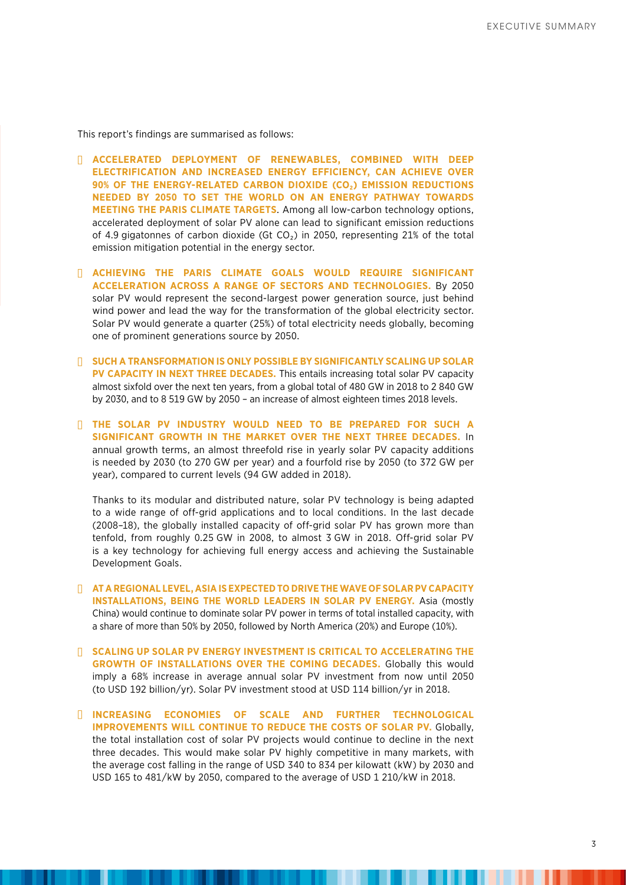This report's findings are summarised as follows:

- **ACCELERATED DEPLOYMENT OF RENEWABLES, COMBINED WITH DEEP ELECTRIFICATION AND INCREASED ENERGY EFFICIENCY, CAN ACHIEVE OVER 90% OF THE ENERGY-RELATED CARBON DIOXIDE ($CO_2$) EMISSION REDUCTIONS NEEDED BY 2050 TO SET THE WORLD ON AN ENERGY PATHWAY TOWARDS MEETING THE PARIS CLIMATE TARGETS**. Among all low-carbon technology options, accelerated deployment of solar PV alone can lead to significant emission reductions of 4.9 gigatonnes of carbon dioxide (Gt $CO_2$) in 2050, representing 21% of the total emission mitigation potential in the energy sector.

- **ACHIEVING THE PARIS CLIMATE GOALS WOULD REQUIRE SIGNIFICANT ACCELERATION ACROSS A RANGE OF SECTORS AND TECHNOLOGIES.** By 2050 solar PV would represent the second-largest power generation source, just behind wind power and lead the way for the transformation of the global electricity sector. Solar PV would generate a quarter (25%) of total electricity needs globally, becoming one of prominent generations source by 2050.

- **SUCH A TRANSFORMATION IS ONLY POSSIBLE BY SIGNIFICANTLY SCALING UP SOLAR PV CAPACITY IN NEXT THREE DECADES.** This entails increasing total solar PV capacity almost sixfold over the next ten years, from a global total of 480 GW in 2018 to 2 840 GW by 2030, and to 8 519 GW by 2050 – an increase of almost eighteen times 2018 levels.

- **THE SOLAR PV INDUSTRY WOULD NEED TO BE PREPARED FOR SUCH A SIGNIFICANT GROWTH IN THE MARKET OVER THE NEXT THREE DECADES.** In annual growth terms, an almost threefold rise in yearly solar PV capacity additions is needed by 2030 (to 270 GW per year) and a fourfold rise by 2050 (to 372 GW per year), compared to current levels (94 GW added in 2018).

  Thanks to its modular and distributed nature, solar PV technology is being adapted to a wide range of off-grid applications and to local conditions. In the last decade (2008–18), the globally installed capacity of off-grid solar PV has grown more than tenfold, from roughly 0.25 GW in 2008, to almost 3 GW in 2018. Off-grid solar PV is a key technology for achieving full energy access and achieving the Sustainable Development Goals.

- **AT A REGIONAL LEVEL, ASIA IS EXPECTED TO DRIVE THE WAVE OF SOLAR PV CAPACITY INSTALLATIONS, BEING THE WORLD LEADERS IN SOLAR PV ENERGY.** Asia (mostly China) would continue to dominate solar PV power in terms of total installed capacity, with a share of more than 50% by 2050, followed by North America (20%) and Europe (10%).

- **SCALING UP SOLAR PV ENERGY INVESTMENT IS CRITICAL TO ACCELERATING THE GROWTH OF INSTALLATIONS OVER THE COMING DECADES.** Globally this would imply a 68% increase in average annual solar PV investment from now until 2050 (to USD 192 billion/yr). Solar PV investment stood at USD 114 billion/yr in 2018.

- **INCREASING ECONOMIES OF SCALE AND FURTHER TECHNOLOGICAL IMPROVEMENTS WILL CONTINUE TO REDUCE THE COSTS OF SOLAR PV.** Globally, the total installation cost of solar PV projects would continue to decline in the next three decades. This would make solar PV highly competitive in many markets, with the average cost falling in the range of USD 340 to 834 per kilowatt (kW) by 2030 and USD 165 to 481/kW by 2050, compared to the average of USD 1 210/kW in 2018.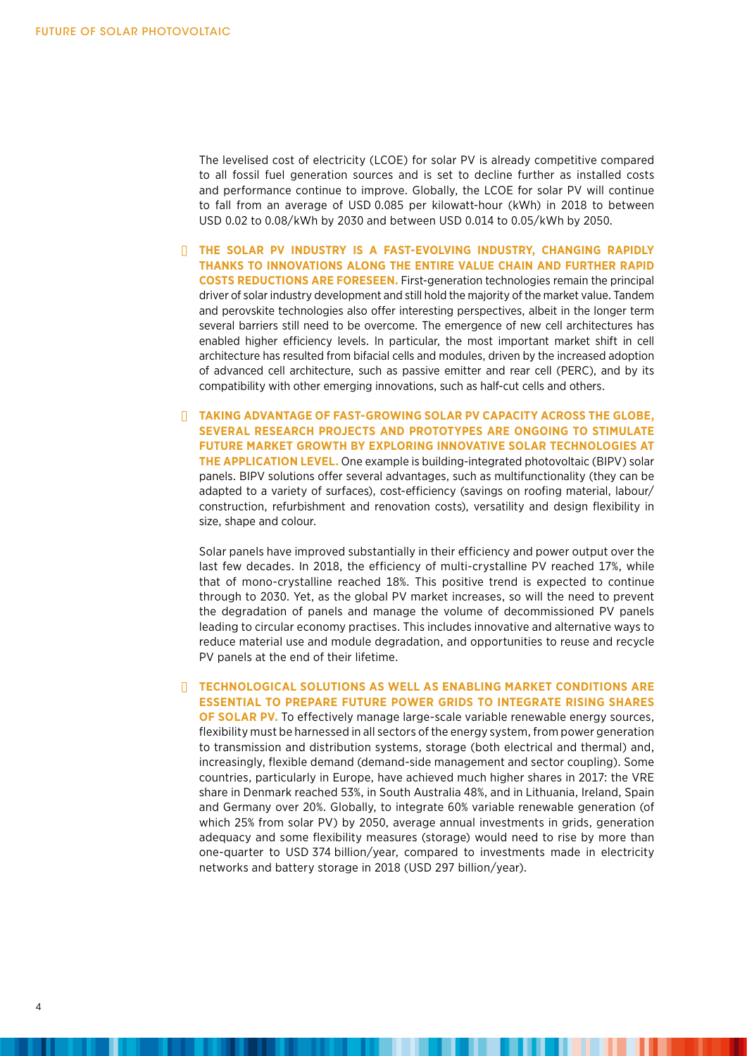The levelised cost of electricity (LCOE) for solar PV is already competitive compared to all fossil fuel generation sources and is set to decline further as installed costs and performance continue to improve. Globally, the LCOE for solar PV will continue to fall from an average of USD 0.085 per kilowatt-hour (kWh) in 2018 to between USD 0.02 to 0.08/kWh by 2030 and between USD 0.014 to 0.05/kWh by 2050.

- **THE SOLAR PV INDUSTRY IS A FAST-EVOLVING INDUSTRY, CHANGING RAPIDLY THANKS TO INNOVATIONS ALONG THE ENTIRE VALUE CHAIN AND FURTHER RAPID COSTS REDUCTIONS ARE FORESEEN.** First-generation technologies remain the principal driver of solar industry development and still hold the majority of the market value. Tandem and perovskite technologies also offer interesting perspectives, albeit in the longer term several barriers still need to be overcome. The emergence of new cell architectures has enabled higher efficiency levels. In particular, the most important market shift in cell architecture has resulted from bifacial cells and modules, driven by the increased adoption of advanced cell architecture, such as passive emitter and rear cell (PERC), and by its compatibility with other emerging innovations, such as half-cut cells and others.

- **TAKING ADVANTAGE OF FAST-GROWING SOLAR PV CAPACITY ACROSS THE GLOBE, SEVERAL RESEARCH PROJECTS AND PROTOTYPES ARE ONGOING TO STIMULATE FUTURE MARKET GROWTH BY EXPLORING INNOVATIVE SOLAR TECHNOLOGIES AT THE APPLICATION LEVEL.** One example is building-integrated photovoltaic (BIPV) solar panels. BIPV solutions offer several advantages, such as multifunctionality (they can be adapted to a variety of surfaces), cost-efficiency (savings on roofing material, labour/construction, refurbishment and renovation costs), versatility and design flexibility in size, shape and colour.

  Solar panels have improved substantially in their efficiency and power output over the last few decades. In 2018, the efficiency of multi-crystalline PV reached 17%, while that of mono-crystalline reached 18%. This positive trend is expected to continue through to 2030. Yet, as the global PV market increases, so will the need to prevent the degradation of panels and manage the volume of decommissioned PV panels leading to circular economy practises. This includes innovative and alternative ways to reduce material use and module degradation, and opportunities to reuse and recycle PV panels at the end of their lifetime.

- **TECHNOLOGICAL SOLUTIONS AS WELL AS ENABLING MARKET CONDITIONS ARE ESSENTIAL TO PREPARE FUTURE POWER GRIDS TO INTEGRATE RISING SHARES OF SOLAR PV.** To effectively manage large-scale variable renewable energy sources, flexibility must be harnessed in all sectors of the energy system, from power generation to transmission and distribution systems, storage (both electrical and thermal) and, increasingly, flexible demand (demand-side management and sector coupling). Some countries, particularly in Europe, have achieved much higher shares in 2017: the VRE share in Denmark reached 53%, in South Australia 48%, and in Lithuania, Ireland, Spain and Germany over 20%. Globally, to integrate 60% variable renewable generation (of which 25% from solar PV) by 2050, average annual investments in grids, generation adequacy and some flexibility measures (storage) would need to rise by more than one-quarter to USD 374 billion/year, compared to investments made in electricity networks and battery storage in 2018 (USD 297 billion/year).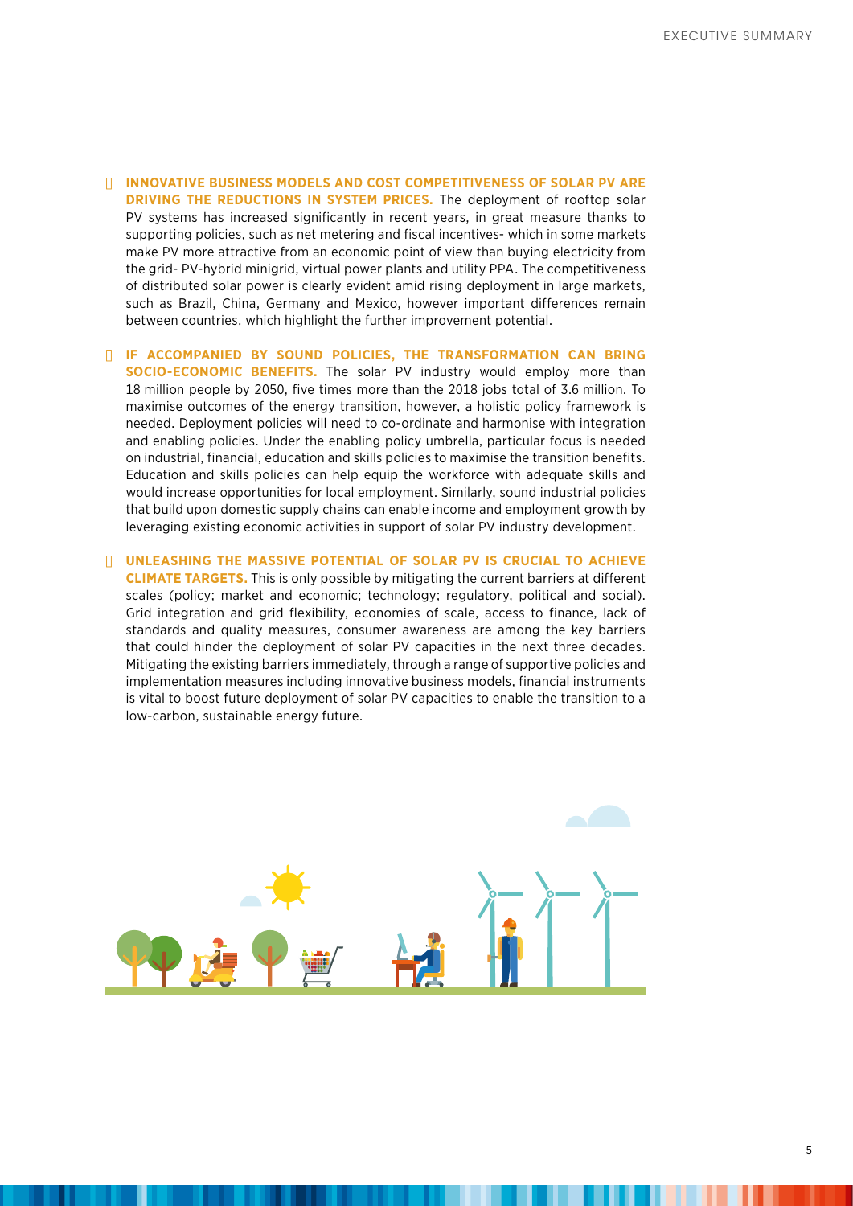- **INNOVATIVE BUSINESS MODELS AND COST COMPETITIVENESS OF SOLAR PV ARE DRIVING THE REDUCTIONS IN SYSTEM PRICES.** The deployment of rooftop solar PV systems has increased significantly in recent years, in great measure thanks to supporting policies, such as net metering and fiscal incentives- which in some markets make PV more attractive from an economic point of view than buying electricity from the grid- PV-hybrid minigrid, virtual power plants and utility PPA. The competitiveness of distributed solar power is clearly evident amid rising deployment in large markets, such as Brazil, China, Germany and Mexico, however important differences remain between countries, which highlight the further improvement potential.

- **IF ACCOMPANIED BY SOUND POLICIES, THE TRANSFORMATION CAN BRING SOCIO-ECONOMIC BENEFITS.** The solar PV industry would employ more than 18 million people by 2050, five times more than the 2018 jobs total of 3.6 million. To maximise outcomes of the energy transition, however, a holistic policy framework is needed. Deployment policies will need to co-ordinate and harmonise with integration and enabling policies. Under the enabling policy umbrella, particular focus is needed on industrial, financial, education and skills policies to maximise the transition benefits. Education and skills policies can help equip the workforce with adequate skills and would increase opportunities for local employment. Similarly, sound industrial policies that build upon domestic supply chains can enable income and employment growth by leveraging existing economic activities in support of solar PV industry development.

- **UNLEASHING THE MASSIVE POTENTIAL OF SOLAR PV IS CRUCIAL TO ACHIEVE CLIMATE TARGETS.** This is only possible by mitigating the current barriers at different scales (policy; market and economic; technology; regulatory, political and social). Grid integration and grid flexibility, economies of scale, access to finance, lack of standards and quality measures, consumer awareness are among the key barriers that could hinder the deployment of solar PV capacities in the next three decades. Mitigating the existing barriers immediately, through a range of supportive policies and implementation measures including innovative business models, financial instruments is vital to boost future deployment of solar PV capacities to enable the transition to a low-carbon, sustainable energy future.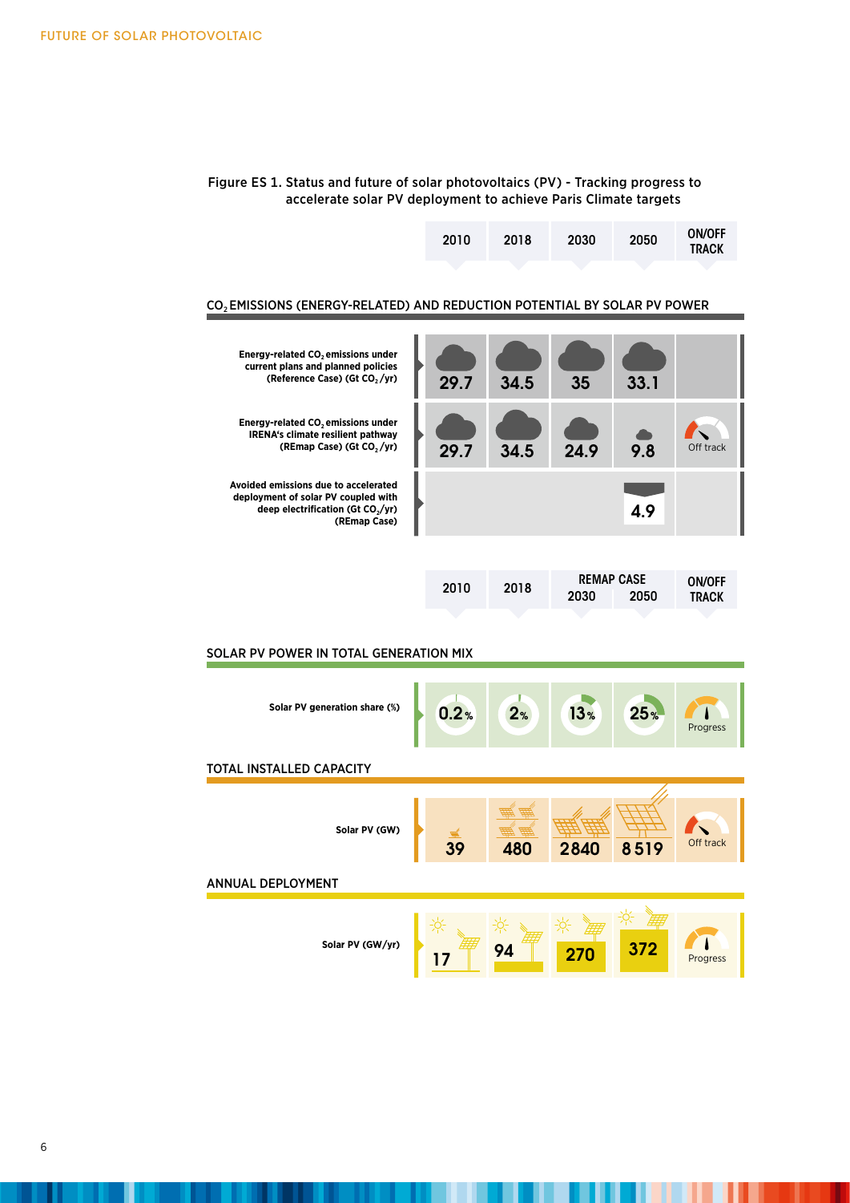Figure ES 1. Status and future of solar photovoltaics (PV) - Tracking progress to accelerate solar PV deployment to achieve Paris Climate targets

## $CO_2$ EMISSIONS (ENERGY-RELATED) AND REDUCTION POTENTIAL BY SOLAR PV POWER

| | 2010 | 2018 | 2030 | 2050 | ON/OFF TRACK |
|---|---|---|---|---|---|
| **Energy-related $CO_2$ emissions under current plans and planned policies (Reference Case) (Gt $CO_2$/yr)** | 29.7 | 34.5 | 35 | 33.1 | |
| **Energy-related $CO_2$ emissions under IRENA's climate resilient pathway (REmap Case) (Gt $CO_2$/yr)** | 29.7 | 34.5 | 24.9 | 9.8 | Off track |
| **Avoided emissions due to accelerated deployment of solar PV coupled with deep electrification (Gt $CO_2$/yr) (REmap Case)** | | | | 4.9 | |

| | 2010 | 2018 | REMAP CASE 2030 | REMAP CASE 2050 | ON/OFF TRACK |
|---|---|---|---|---|---|
| **SOLAR PV POWER IN TOTAL GENERATION MIX** | | | | | |
| **Solar PV generation share (%)** | 0.2% | 2% | 13% | 25% | Progress |
| **TOTAL INSTALLED CAPACITY** | | | | | |
| **Solar PV (GW)** | 39 | 480 | 2 840 | 8 519 | Off track |
| **ANNUAL DEPLOYMENT** | | | | | |
| **Solar PV (GW/yr)** | 17 | 94 | 270 | 372 | Progress |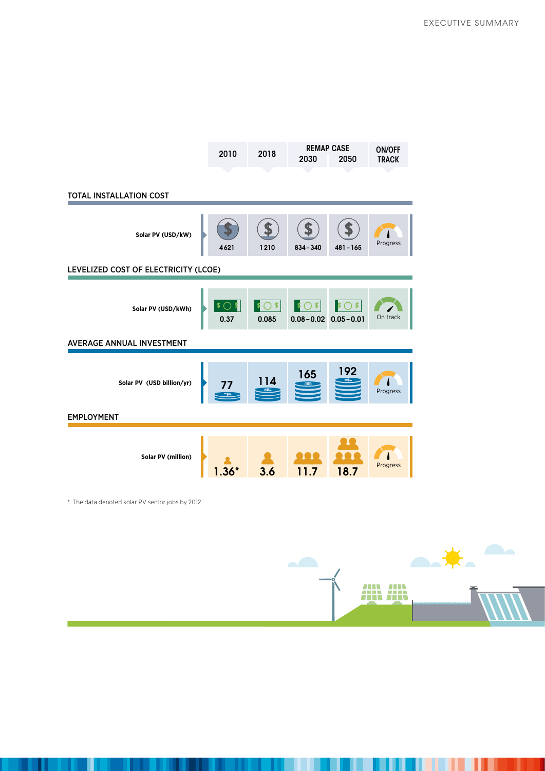| | 2010 | 2018 | REMAP CASE 2030 | REMAP CASE 2050 | ON/OFF TRACK |
|---|---|---|---|---|---|
| **TOTAL INSTALLATION COST** | | | | | |
| Solar PV (USD/kW) | 4621 | 1210 | 834 – 340 | 481 – 165 | Progress |
| **LEVELIZED COST OF ELECTRICITY (LCOE)** | | | | | |
| Solar PV (USD/kWh) | 0.37 | 0.085 | 0.08 – 0.02 | 0.05 – 0.01 | On track |
| **AVERAGE ANNUAL INVESTMENT** | | | | | |
| Solar PV (USD billion/yr) | 77 | 114 | 165 | 192 | Progress |
| **EMPLOYMENT** | | | | | |
| Solar PV (million) | 1.36* | 3.6 | 11.7 | 18.7 | Progress |

* The data denoted solar PV sector jobs by 2012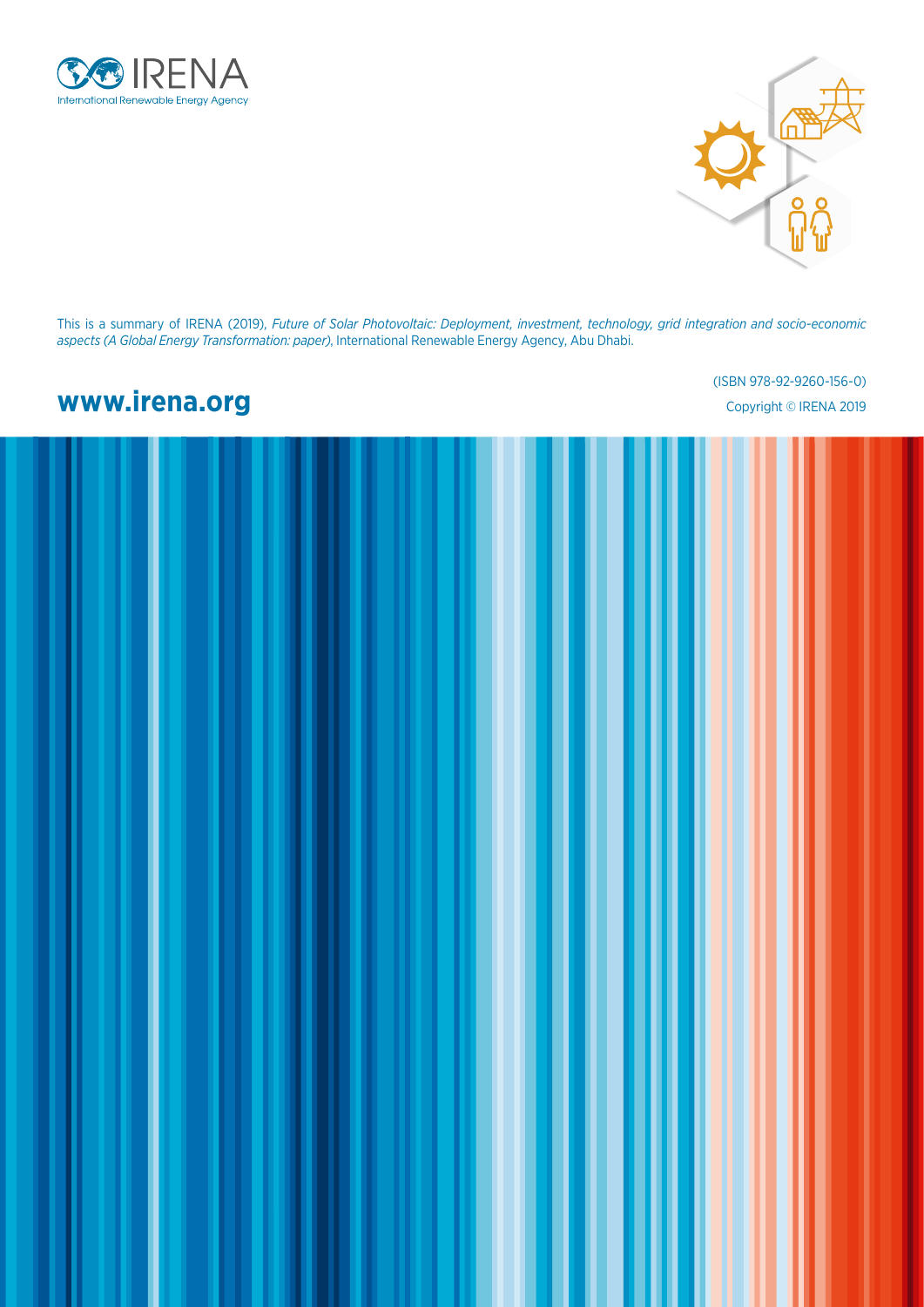IRENA

International Renewable Energy Agency

This is a summary of IRENA (2019), *Future of Solar Photovoltaic: Deployment, investment, technology, grid integration and socio-economic aspects (A Global Energy Transformation: paper)*, International Renewable Energy Agency, Abu Dhabi.

(ISBN 978-92-9260-156-0)

**www.irena.org**

Copyright © IRENA 2019